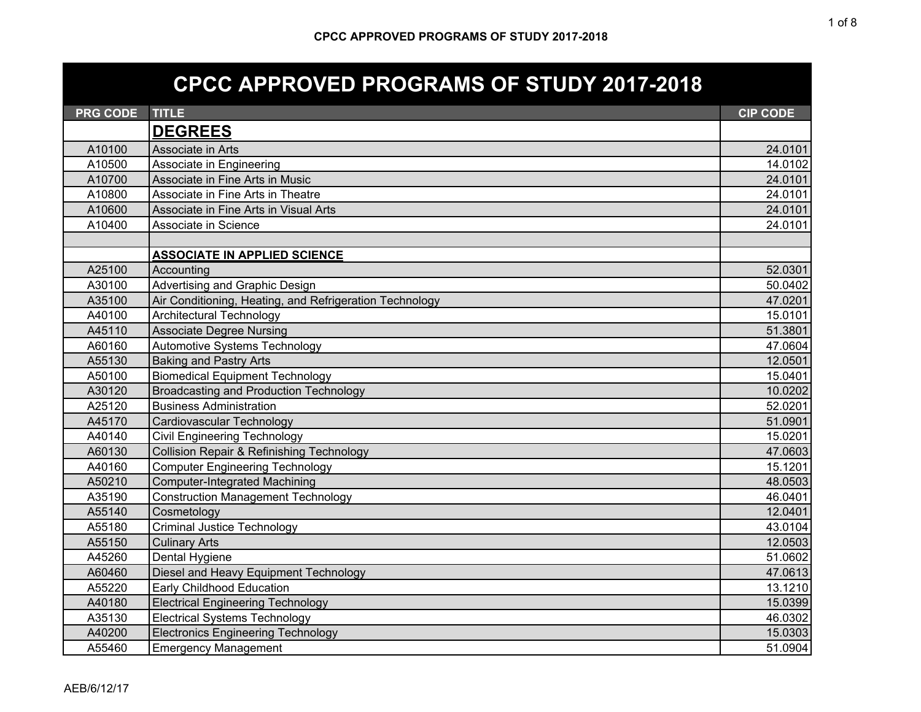# CPCC APPROVED PROGRAMS OF STUDY 2017-2018

| PRG CODE | TITLE | CIP CODE |
|---|---|---|
| | **DEGREES** | |
| A10100 | Associate in Arts | 24.0101 |
| A10500 | Associate in Engineering | 14.0102 |
| A10700 | Associate in Fine Arts in Music | 24.0101 |
| A10800 | Associate in Fine Arts in Theatre | 24.0101 |
| A10600 | Associate in Fine Arts in Visual Arts | 24.0101 |
| A10400 | Associate in Science | 24.0101 |
| | | |
| | **ASSOCIATE IN APPLIED SCIENCE** | |
| A25100 | Accounting | 52.0301 |
| A30100 | Advertising and Graphic Design | 50.0402 |
| A35100 | Air Conditioning, Heating, and Refrigeration Technology | 47.0201 |
| A40100 | Architectural Technology | 15.0101 |
| A45110 | Associate Degree Nursing | 51.3801 |
| A60160 | Automotive Systems Technology | 47.0604 |
| A55130 | Baking and Pastry Arts | 12.0501 |
| A50100 | Biomedical Equipment Technology | 15.0401 |
| A30120 | Broadcasting and Production Technology | 10.0202 |
| A25120 | Business Administration | 52.0201 |
| A45170 | Cardiovascular Technology | 51.0901 |
| A40140 | Civil Engineering Technology | 15.0201 |
| A60130 | Collision Repair & Refinishing Technology | 47.0603 |
| A40160 | Computer Engineering Technology | 15.1201 |
| A50210 | Computer-Integrated Machining | 48.0503 |
| A35190 | Construction Management Technology | 46.0401 |
| A55140 | Cosmetology | 12.0401 |
| A55180 | Criminal Justice Technology | 43.0104 |
| A55150 | Culinary Arts | 12.0503 |
| A45260 | Dental Hygiene | 51.0602 |
| A60460 | Diesel and Heavy Equipment Technology | 47.0613 |
| A55220 | Early Childhood Education | 13.1210 |
| A40180 | Electrical Engineering Technology | 15.0399 |
| A35130 | Electrical Systems Technology | 46.0302 |
| A40200 | Electronics Engineering Technology | 15.0303 |
| A55460 | Emergency Management | 51.0904 |

AEB/6/12/17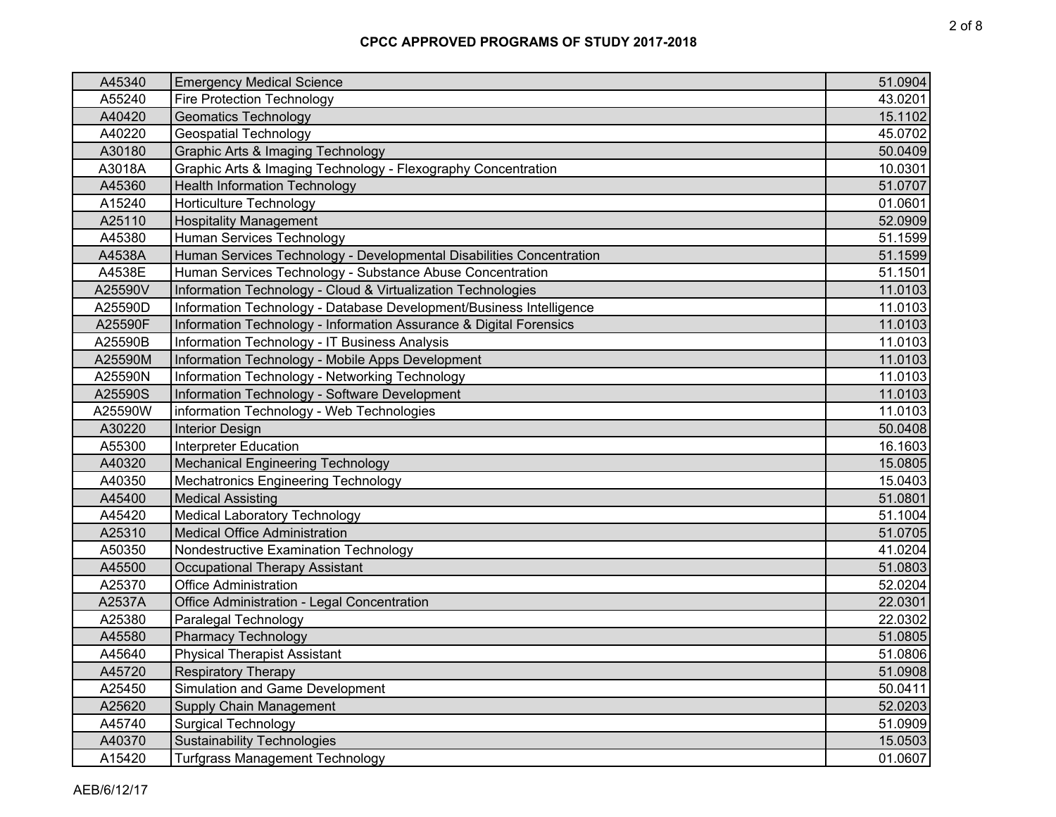# CPCC APPROVED PROGRAMS OF STUDY 2017-2018

| | | |
|---|---|---|
| A45340 | Emergency Medical Science | 51.0904 |
| A55240 | Fire Protection Technology | 43.0201 |
| A40420 | Geomatics Technology | 15.1102 |
| A40220 | Geospatial Technology | 45.0702 |
| A30180 | Graphic Arts & Imaging Technology | 50.0409 |
| A3018A | Graphic Arts & Imaging Technology - Flexography Concentration | 10.0301 |
| A45360 | Health Information Technology | 51.0707 |
| A15240 | Horticulture Technology | 01.0601 |
| A25110 | Hospitality Management | 52.0909 |
| A45380 | Human Services Technology | 51.1599 |
| A4538A | Human Services Technology - Developmental Disabilities Concentration | 51.1599 |
| A4538E | Human Services Technology - Substance Abuse Concentration | 51.1501 |
| A25590V | Information Technology - Cloud & Virtualization Technologies | 11.0103 |
| A25590D | Information Technology - Database Development/Business Intelligence | 11.0103 |
| A25590F | Information Technology - Information Assurance & Digital Forensics | 11.0103 |
| A25590B | Information Technology - IT Business Analysis | 11.0103 |
| A25590M | Information Technology - Mobile Apps Development | 11.0103 |
| A25590N | Information Technology - Networking Technology | 11.0103 |
| A25590S | Information Technology - Software Development | 11.0103 |
| A25590W | information Technology - Web Technologies | 11.0103 |
| A30220 | Interior Design | 50.0408 |
| A55300 | Interpreter Education | 16.1603 |
| A40320 | Mechanical Engineering Technology | 15.0805 |
| A40350 | Mechatronics Engineering Technology | 15.0403 |
| A45400 | Medical Assisting | 51.0801 |
| A45420 | Medical Laboratory Technology | 51.1004 |
| A25310 | Medical Office Administration | 51.0705 |
| A50350 | Nondestructive Examination Technology | 41.0204 |
| A45500 | Occupational Therapy Assistant | 51.0803 |
| A25370 | Office Administration | 52.0204 |
| A2537A | Office Administration - Legal Concentration | 22.0301 |
| A25380 | Paralegal Technology | 22.0302 |
| A45580 | Pharmacy Technology | 51.0805 |
| A45640 | Physical Therapist Assistant | 51.0806 |
| A45720 | Respiratory Therapy | 51.0908 |
| A25450 | Simulation and Game Development | 50.0411 |
| A25620 | Supply Chain Management | 52.0203 |
| A45740 | Surgical Technology | 51.0909 |
| A40370 | Sustainability Technologies | 15.0503 |
| A15420 | Turfgrass Management Technology | 01.0607 |

AEB/6/12/17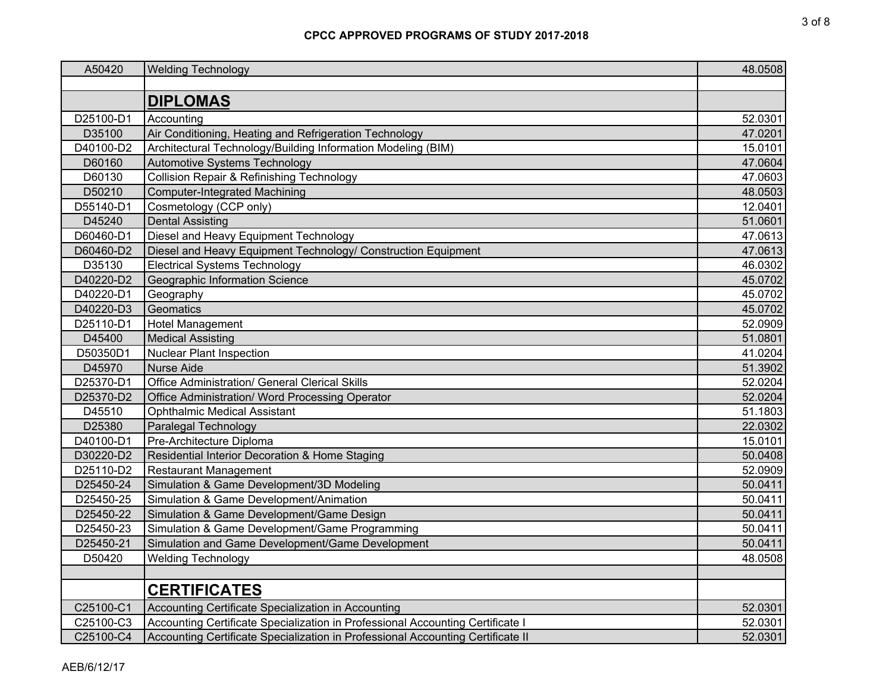# CPCC APPROVED PROGRAMS OF STUDY 2017-2018

| | | |
|---|---|---|
| A50420 | Welding Technology | 48.0508 |
| | | |
| | **DIPLOMAS** | |
| D25100-D1 | Accounting | 52.0301 |
| D35100 | Air Conditioning, Heating and Refrigeration Technology | 47.0201 |
| D40100-D2 | Architectural Technology/Building Information Modeling (BIM) | 15.0101 |
| D60160 | Automotive Systems Technology | 47.0604 |
| D60130 | Collision Repair & Refinishing Technology | 47.0603 |
| D50210 | Computer-Integrated Machining | 48.0503 |
| D55140-D1 | Cosmetology (CCP only) | 12.0401 |
| D45240 | Dental Assisting | 51.0601 |
| D60460-D1 | Diesel and Heavy Equipment Technology | 47.0613 |
| D60460-D2 | Diesel and Heavy Equipment Technology/ Construction Equipment | 47.0613 |
| D35130 | Electrical Systems Technology | 46.0302 |
| D40220-D2 | Geographic Information Science | 45.0702 |
| D40220-D1 | Geography | 45.0702 |
| D40220-D3 | Geomatics | 45.0702 |
| D25110-D1 | Hotel Management | 52.0909 |
| D45400 | Medical Assisting | 51.0801 |
| D50350D1 | Nuclear Plant Inspection | 41.0204 |
| D45970 | Nurse Aide | 51.3902 |
| D25370-D1 | Office Administration/ General Clerical Skills | 52.0204 |
| D25370-D2 | Office Administration/ Word Processing Operator | 52.0204 |
| D45510 | Ophthalmic Medical Assistant | 51.1803 |
| D25380 | Paralegal Technology | 22.0302 |
| D40100-D1 | Pre-Architecture Diploma | 15.0101 |
| D30220-D2 | Residential Interior Decoration & Home Staging | 50.0408 |
| D25110-D2 | Restaurant Management | 52.0909 |
| D25450-24 | Simulation & Game Development/3D Modeling | 50.0411 |
| D25450-25 | Simulation & Game Development/Animation | 50.0411 |
| D25450-22 | Simulation & Game Development/Game Design | 50.0411 |
| D25450-23 | Simulation & Game Development/Game Programming | 50.0411 |
| D25450-21 | Simulation and Game Development/Game Development | 50.0411 |
| D50420 | Welding Technology | 48.0508 |
| | | |
| | **CERTIFICATES** | |
| C25100-C1 | Accounting Certificate Specialization in Accounting | 52.0301 |
| C25100-C3 | Accounting Certificate Specialization in Professional Accounting Certificate I | 52.0301 |
| C25100-C4 | Accounting Certificate Specialization in Professional Accounting Certificate II | 52.0301 |

AEB/6/12/17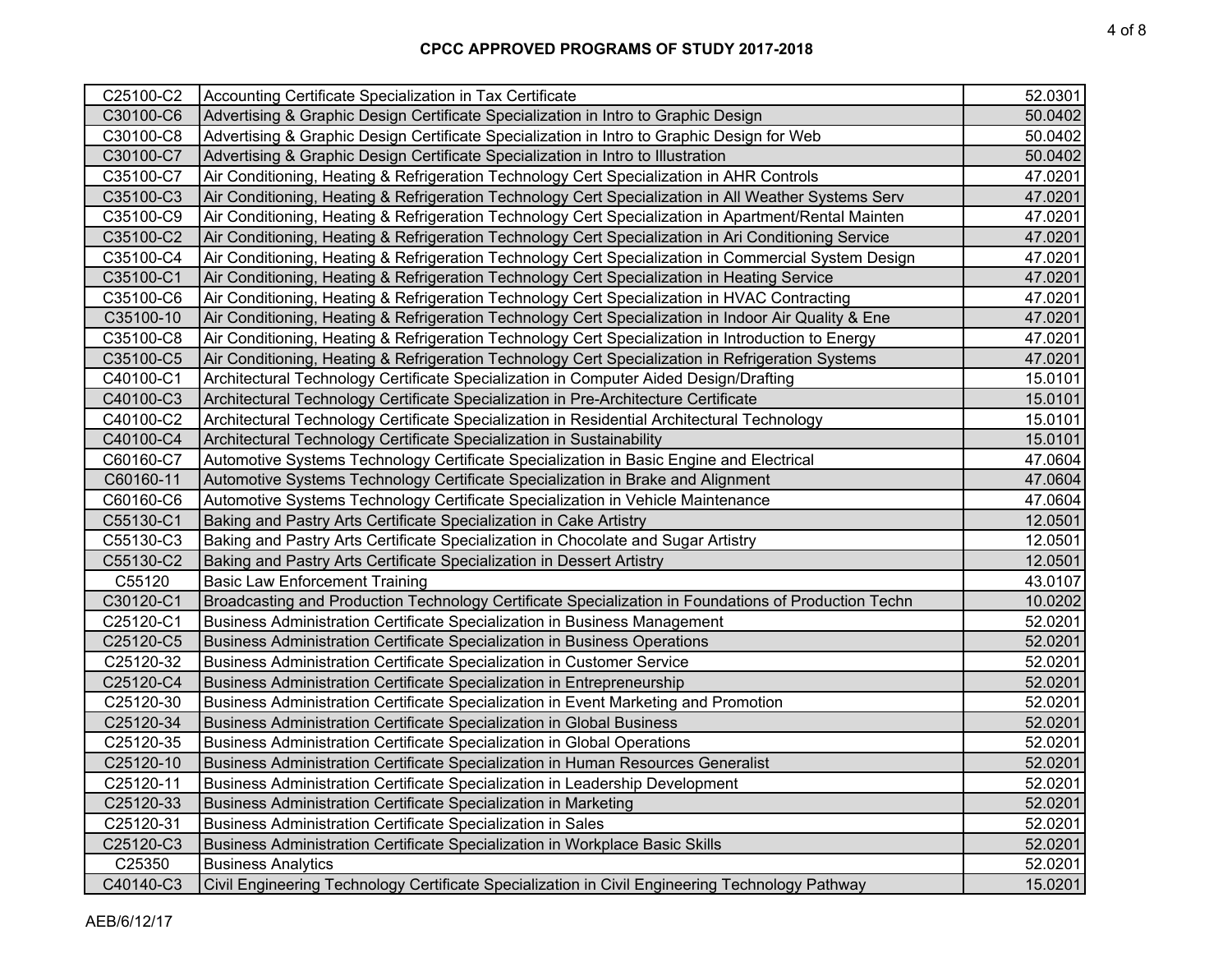# CPCC APPROVED PROGRAMS OF STUDY 2017-2018

| | | |
|---|---|---|
| C25100-C2 | Accounting Certificate Specialization in Tax Certificate | 52.0301 |
| C30100-C6 | Advertising & Graphic Design Certificate Specialization in Intro to Graphic Design | 50.0402 |
| C30100-C8 | Advertising & Graphic Design Certificate Specialization in Intro to Graphic Design for Web | 50.0402 |
| C30100-C7 | Advertising & Graphic Design Certificate Specialization in Intro to Illustration | 50.0402 |
| C35100-C7 | Air Conditioning, Heating & Refrigeration Technology Cert Specialization in AHR Controls | 47.0201 |
| C35100-C3 | Air Conditioning, Heating & Refrigeration Technology Cert Specialization in All Weather Systems Serv | 47.0201 |
| C35100-C9 | Air Conditioning, Heating & Refrigeration Technology Cert Specialization in Apartment/Rental Mainten | 47.0201 |
| C35100-C2 | Air Conditioning, Heating & Refrigeration Technology Cert Specialization in Ari Conditioning Service | 47.0201 |
| C35100-C4 | Air Conditioning, Heating & Refrigeration Technology Cert Specialization in Commercial System Design | 47.0201 |
| C35100-C1 | Air Conditioning, Heating & Refrigeration Technology Cert Specialization in Heating Service | 47.0201 |
| C35100-C6 | Air Conditioning, Heating & Refrigeration Technology Cert Specialization in HVAC Contracting | 47.0201 |
| C35100-10 | Air Conditioning, Heating & Refrigeration Technology Cert Specialization in Indoor Air Quality & Ene | 47.0201 |
| C35100-C8 | Air Conditioning, Heating & Refrigeration Technology Cert Specialization in Introduction to Energy | 47.0201 |
| C35100-C5 | Air Conditioning, Heating & Refrigeration Technology Cert Specialization in Refrigeration Systems | 47.0201 |
| C40100-C1 | Architectural Technology Certificate Specialization in Computer Aided Design/Drafting | 15.0101 |
| C40100-C3 | Architectural Technology Certificate Specialization in Pre-Architecture Certificate | 15.0101 |
| C40100-C2 | Architectural Technology Certificate Specialization in Residential Architectural Technology | 15.0101 |
| C40100-C4 | Architectural Technology Certificate Specialization in Sustainability | 15.0101 |
| C60160-C7 | Automotive Systems Technology Certificate Specialization in Basic Engine and Electrical | 47.0604 |
| C60160-11 | Automotive Systems Technology Certificate Specialization in Brake and Alignment | 47.0604 |
| C60160-C6 | Automotive Systems Technology Certificate Specialization in Vehicle Maintenance | 47.0604 |
| C55130-C1 | Baking and Pastry Arts Certificate Specialization in Cake Artistry | 12.0501 |
| C55130-C3 | Baking and Pastry Arts Certificate Specialization in Chocolate and Sugar Artistry | 12.0501 |
| C55130-C2 | Baking and Pastry Arts Certificate Specialization in Dessert Artistry | 12.0501 |
| C55120 | Basic Law Enforcement Training | 43.0107 |
| C30120-C1 | Broadcasting and Production Technology Certificate Specialization in Foundations of Production Techn | 10.0202 |
| C25120-C1 | Business Administration Certificate Specialization in Business Management | 52.0201 |
| C25120-C5 | Business Administration Certificate Specialization in Business Operations | 52.0201 |
| C25120-32 | Business Administration Certificate Specialization in Customer Service | 52.0201 |
| C25120-C4 | Business Administration Certificate Specialization in Entrepreneurship | 52.0201 |
| C25120-30 | Business Administration Certificate Specialization in Event Marketing and Promotion | 52.0201 |
| C25120-34 | Business Administration Certificate Specialization in Global Business | 52.0201 |
| C25120-35 | Business Administration Certificate Specialization in Global Operations | 52.0201 |
| C25120-10 | Business Administration Certificate Specialization in Human Resources Generalist | 52.0201 |
| C25120-11 | Business Administration Certificate Specialization in Leadership Development | 52.0201 |
| C25120-33 | Business Administration Certificate Specialization in Marketing | 52.0201 |
| C25120-31 | Business Administration Certificate Specialization in Sales | 52.0201 |
| C25120-C3 | Business Administration Certificate Specialization in Workplace Basic Skills | 52.0201 |
| C25350 | Business Analytics | 52.0201 |
| C40140-C3 | Civil Engineering Technology Certificate Specialization in Civil Engineering Technology Pathway | 15.0201 |

AEB/6/12/17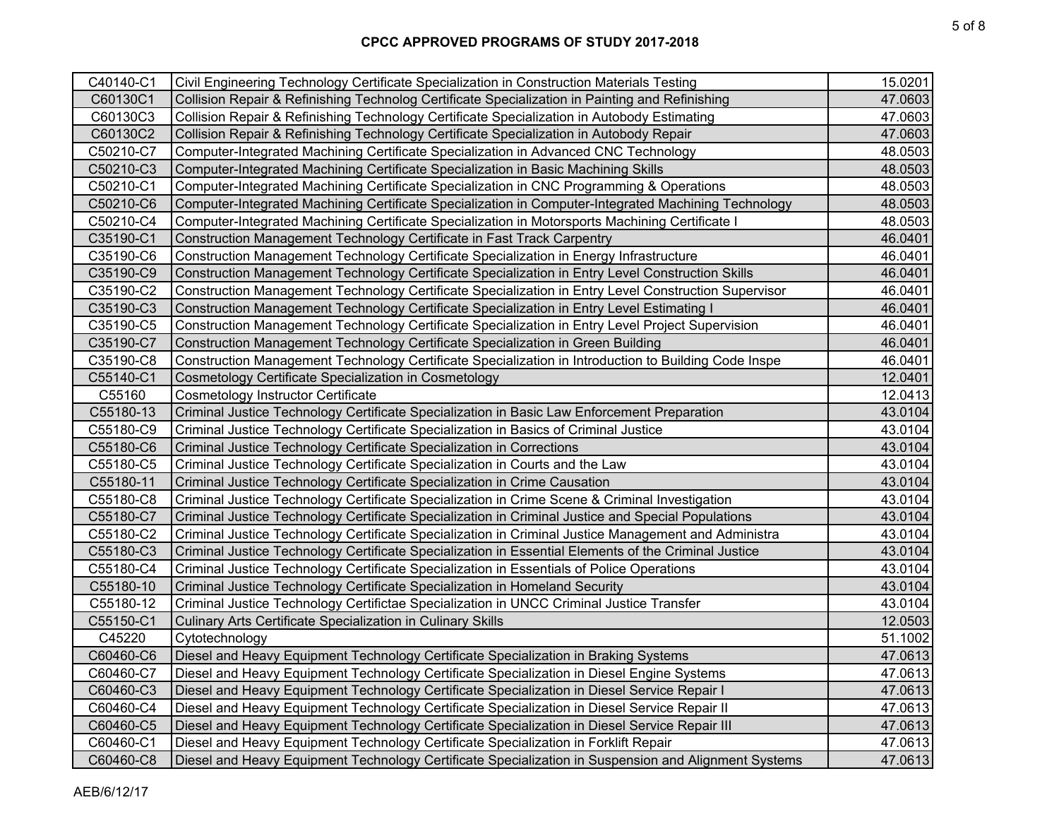**CPCC APPROVED PROGRAMS OF STUDY 2017-2018**

| | | |
|---|---|---|
| C40140-C1 | Civil Engineering Technology Certificate Specialization in Construction Materials Testing | 15.0201 |
| C60130C1 | Collision Repair & Refinishing Technolog Certificate Specialization in Painting and Refinishing | 47.0603 |
| C60130C3 | Collision Repair & Refinishing Technology Certificate Specialization in Autobody Estimating | 47.0603 |
| C60130C2 | Collision Repair & Refinishing Technology Certificate Specialization in Autobody Repair | 47.0603 |
| C50210-C7 | Computer-Integrated Machining Certificate Specialization in Advanced CNC Technology | 48.0503 |
| C50210-C3 | Computer-Integrated Machining Certificate Specialization in Basic Machining Skills | 48.0503 |
| C50210-C1 | Computer-Integrated Machining Certificate Specialization in CNC Programming & Operations | 48.0503 |
| C50210-C6 | Computer-Integrated Machining Certificate Specialization in Computer-Integrated Machining Technology | 48.0503 |
| C50210-C4 | Computer-Integrated Machining Certificate Specialization in Motorsports Machining Certificate I | 48.0503 |
| C35190-C1 | Construction Management Technology Certificate in Fast Track Carpentry | 46.0401 |
| C35190-C6 | Construction Management Technology Certificate Specialization in Energy Infrastructure | 46.0401 |
| C35190-C9 | Construction Management Technology Certificate Specialization in Entry Level Construction Skills | 46.0401 |
| C35190-C2 | Construction Management Technology Certificate Specialization in Entry Level Construction Supervisor | 46.0401 |
| C35190-C3 | Construction Management Technology Certificate Specialization in Entry Level Estimating I | 46.0401 |
| C35190-C5 | Construction Management Technology Certificate Specialization in Entry Level Project Supervision | 46.0401 |
| C35190-C7 | Construction Management Technology Certificate Specialization in Green Building | 46.0401 |
| C35190-C8 | Construction Management Technology Certificate Specialization in Introduction to Building Code Inspe | 46.0401 |
| C55140-C1 | Cosmetology Certificate Specialization in Cosmetology | 12.0401 |
| C55160 | Cosmetology Instructor Certificate | 12.0413 |
| C55180-13 | Criminal Justice Technology Certificate Specialization in Basic Law Enforcement Preparation | 43.0104 |
| C55180-C9 | Criminal Justice Technology Certificate Specialization in Basics of Criminal Justice | 43.0104 |
| C55180-C6 | Criminal Justice Technology Certificate Specialization in Corrections | 43.0104 |
| C55180-C5 | Criminal Justice Technology Certificate Specialization in Courts and the Law | 43.0104 |
| C55180-11 | Criminal Justice Technology Certificate Specialization in Crime Causation | 43.0104 |
| C55180-C8 | Criminal Justice Technology Certificate Specialization in Crime Scene & Criminal Investigation | 43.0104 |
| C55180-C7 | Criminal Justice Technology Certificate Specialization in Criminal Justice and Special Populations | 43.0104 |
| C55180-C2 | Criminal Justice Technology Certificate Specialization in Criminal Justice Management and Administra | 43.0104 |
| C55180-C3 | Criminal Justice Technology Certificate Specialization in Essential Elements of the Criminal Justice | 43.0104 |
| C55180-C4 | Criminal Justice Technology Certificate Specialization in Essentials of Police Operations | 43.0104 |
| C55180-10 | Criminal Justice Technology Certificate Specialization in Homeland Security | 43.0104 |
| C55180-12 | Criminal Justice Technology Certifictae Specialization in UNCC Criminal Justice Transfer | 43.0104 |
| C55150-C1 | Culinary Arts Certificate Specialization in Culinary Skills | 12.0503 |
| C45220 | Cytotechnology | 51.1002 |
| C60460-C6 | Diesel and Heavy Equipment Technology Certificate Specialization in Braking Systems | 47.0613 |
| C60460-C7 | Diesel and Heavy Equipment Technology Certificate Specialization in Diesel Engine Systems | 47.0613 |
| C60460-C3 | Diesel and Heavy Equipment Technology Certificate Specialization in Diesel Service Repair I | 47.0613 |
| C60460-C4 | Diesel and Heavy Equipment Technology Certificate Specialization in Diesel Service Repair II | 47.0613 |
| C60460-C5 | Diesel and Heavy Equipment Technology Certificate Specialization in Diesel Service Repair III | 47.0613 |
| C60460-C1 | Diesel and Heavy Equipment Technology Certificate Specialization in Forklift Repair | 47.0613 |
| C60460-C8 | Diesel and Heavy Equipment Technology Certificate Specialization in Suspension and Alignment Systems | 47.0613 |

AEB/6/12/17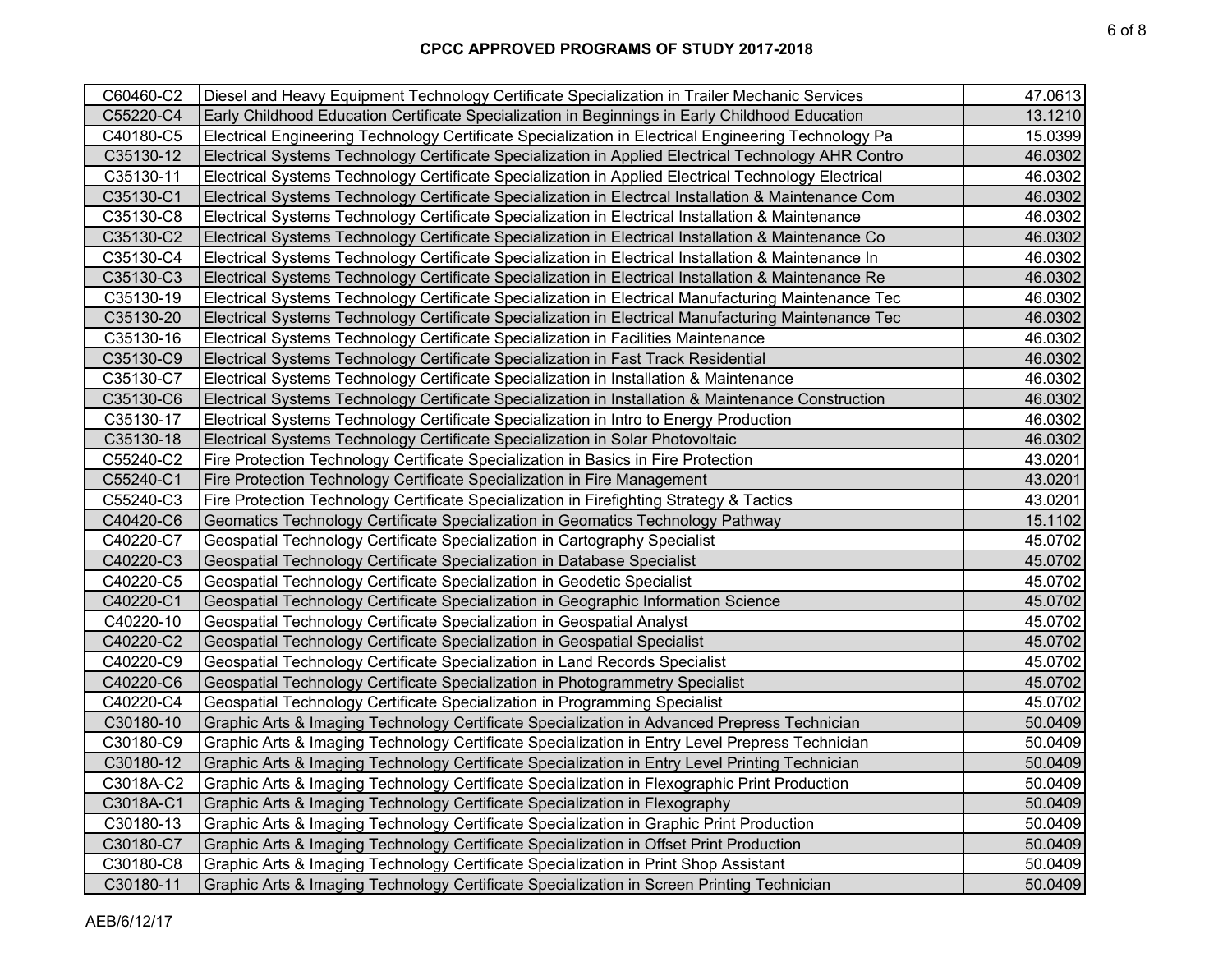**CPCC APPROVED PROGRAMS OF STUDY 2017-2018**

| | | |
|---|---|---|
| C60460-C2 | Diesel and Heavy Equipment Technology Certificate Specialization in Trailer Mechanic Services | 47.0613 |
| C55220-C4 | Early Childhood Education Certificate Specialization in Beginnings in Early Childhood Education | 13.1210 |
| C40180-C5 | Electrical Engineering Technology Certificate Specialization in Electrical Engineering Technology Pa | 15.0399 |
| C35130-12 | Electrical Systems Technology Certificate Specialization in Applied Electrical Technology AHR Contro | 46.0302 |
| C35130-11 | Electrical Systems Technology Certificate Specialization in Applied Electrical Technology Electrical | 46.0302 |
| C35130-C1 | Electrical Systems Technology Certificate Specialization in Electrcal Installation & Maintenance Com | 46.0302 |
| C35130-C8 | Electrical Systems Technology Certificate Specialization in Electrical Installation & Maintenance | 46.0302 |
| C35130-C2 | Electrical Systems Technology Certificate Specialization in Electrical Installation & Maintenance Co | 46.0302 |
| C35130-C4 | Electrical Systems Technology Certificate Specialization in Electrical Installation & Maintenance In | 46.0302 |
| C35130-C3 | Electrical Systems Technology Certificate Specialization in Electrical Installation & Maintenance Re | 46.0302 |
| C35130-19 | Electrical Systems Technology Certificate Specialization in Electrical Manufacturing Maintenance Tec | 46.0302 |
| C35130-20 | Electrical Systems Technology Certificate Specialization in Electrical Manufacturing Maintenance Tec | 46.0302 |
| C35130-16 | Electrical Systems Technology Certificate Specialization in Facilities Maintenance | 46.0302 |
| C35130-C9 | Electrical Systems Technology Certificate Specialization in Fast Track Residential | 46.0302 |
| C35130-C7 | Electrical Systems Technology Certificate Specialization in Installation & Maintenance | 46.0302 |
| C35130-C6 | Electrical Systems Technology Certificate Specialization in Installation & Maintenance Construction | 46.0302 |
| C35130-17 | Electrical Systems Technology Certificate Specialization in Intro to Energy Production | 46.0302 |
| C35130-18 | Electrical Systems Technology Certificate Specialization in Solar Photovoltaic | 46.0302 |
| C55240-C2 | Fire Protection Technology Certificate Specialization in Basics in Fire Protection | 43.0201 |
| C55240-C1 | Fire Protection Technology Certificate Specialization in Fire Management | 43.0201 |
| C55240-C3 | Fire Protection Technology Certificate Specialization in Firefighting Strategy & Tactics | 43.0201 |
| C40420-C6 | Geomatics Technology Certificate Specialization in Geomatics Technology Pathway | 15.1102 |
| C40220-C7 | Geospatial Technology Certificate Specialization in Cartography Specialist | 45.0702 |
| C40220-C3 | Geospatial Technology Certificate Specialization in Database Specialist | 45.0702 |
| C40220-C5 | Geospatial Technology Certificate Specialization in Geodetic Specialist | 45.0702 |
| C40220-C1 | Geospatial Technology Certificate Specialization in Geographic Information Science | 45.0702 |
| C40220-10 | Geospatial Technology Certificate Specialization in Geospatial Analyst | 45.0702 |
| C40220-C2 | Geospatial Technology Certificate Specialization in Geospatial Specialist | 45.0702 |
| C40220-C9 | Geospatial Technology Certificate Specialization in Land Records Specialist | 45.0702 |
| C40220-C6 | Geospatial Technology Certificate Specialization in Photogrammetry Specialist | 45.0702 |
| C40220-C4 | Geospatial Technology Certificate Specialization in Programming Specialist | 45.0702 |
| C30180-10 | Graphic Arts & Imaging Technology Certificate Specialization in Advanced Prepress Technician | 50.0409 |
| C30180-C9 | Graphic Arts & Imaging Technology Certificate Specialization in Entry Level Prepress Technician | 50.0409 |
| C30180-12 | Graphic Arts & Imaging Technology Certificate Specialization in Entry Level Printing Technician | 50.0409 |
| C3018A-C2 | Graphic Arts & Imaging Technology Certificate Specialization in Flexographic Print Production | 50.0409 |
| C3018A-C1 | Graphic Arts & Imaging Technology Certificate Specialization in Flexography | 50.0409 |
| C30180-13 | Graphic Arts & Imaging Technology Certificate Specialization in Graphic Print Production | 50.0409 |
| C30180-C7 | Graphic Arts & Imaging Technology Certificate Specialization in Offset Print Production | 50.0409 |
| C30180-C8 | Graphic Arts & Imaging Technology Certificate Specialization in Print Shop Assistant | 50.0409 |
| C30180-11 | Graphic Arts & Imaging Technology Certificate Specialization in Screen Printing Technician | 50.0409 |

AEB/6/12/17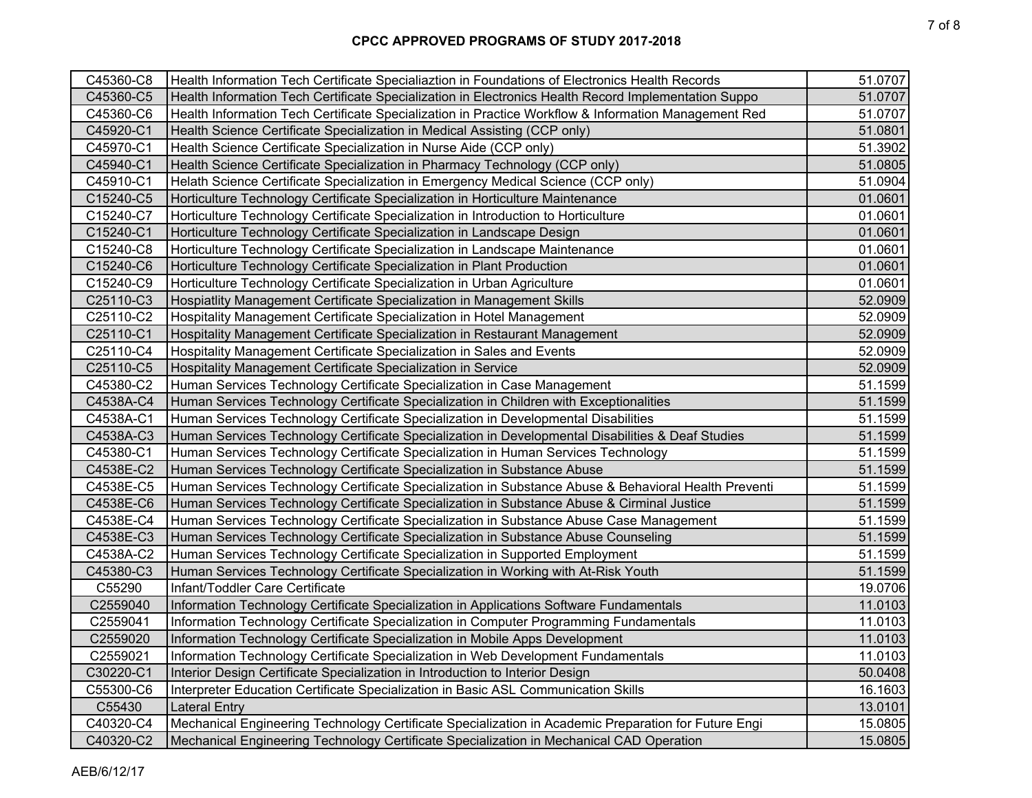# CPCC APPROVED PROGRAMS OF STUDY 2017-2018

| | | |
|---|---|---|
| C45360-C8 | Health Information Tech Certificate Specialiaztion in Foundations of Electronics Health Records | 51.0707 |
| C45360-C5 | Health Information Tech Certificate Specialization in Electronics Health Record Implementation Suppo | 51.0707 |
| C45360-C6 | Health Information Tech Certificate Specialization in Practice Workflow & Information Management Red | 51.0707 |
| C45920-C1 | Health Science Certificate Specialization in Medical Assisting (CCP only) | 51.0801 |
| C45970-C1 | Health Science Certificate Specialization in Nurse Aide (CCP only) | 51.3902 |
| C45940-C1 | Health Science Certificate Specialization in Pharmacy Technology (CCP only) | 51.0805 |
| C45910-C1 | Helath Science Certificate Specialization in Emergency Medical Science (CCP only) | 51.0904 |
| C15240-C5 | Horticulture Technology Certificate Specialization in Horticulture Maintenance | 01.0601 |
| C15240-C7 | Horticulture Technology Certificate Specialization in Introduction to Horticulture | 01.0601 |
| C15240-C1 | Horticulture Technology Certificate Specialization in Landscape Design | 01.0601 |
| C15240-C8 | Horticulture Technology Certificate Specialization in Landscape Maintenance | 01.0601 |
| C15240-C6 | Horticulture Technology Certificate Specialization in Plant Production | 01.0601 |
| C15240-C9 | Horticulture Technology Certificate Specialization in Urban Agriculture | 01.0601 |
| C25110-C3 | Hospiatlity Management Certificate Specialization in Management Skills | 52.0909 |
| C25110-C2 | Hospitality Management Certificate Specialization in Hotel Management | 52.0909 |
| C25110-C1 | Hospitality Management Certificate Specialization in Restaurant Management | 52.0909 |
| C25110-C4 | Hospitality Management Certificate Specialization in Sales and Events | 52.0909 |
| C25110-C5 | Hospitality Management Certificate Specialization in Service | 52.0909 |
| C45380-C2 | Human Services Technology Certificate Specialization in Case Management | 51.1599 |
| C4538A-C4 | Human Services Technology Certificate Specialization in Children with Exceptionalities | 51.1599 |
| C4538A-C1 | Human Services Technology Certificate Specialization in Developmental Disabilities | 51.1599 |
| C4538A-C3 | Human Services Technology Certificate Specialization in Developmental Disabilities & Deaf Studies | 51.1599 |
| C45380-C1 | Human Services Technology Certificate Specialization in Human Services Technology | 51.1599 |
| C4538E-C2 | Human Services Technology Certificate Specialization in Substance Abuse | 51.1599 |
| C4538E-C5 | Human Services Technology Certificate Specialization in Substance Abuse & Behavioral Health Preventi | 51.1599 |
| C4538E-C6 | Human Services Technology Certificate Specialization in Substance Abuse & Cirminal Justice | 51.1599 |
| C4538E-C4 | Human Services Technology Certificate Specialization in Substance Abuse Case Management | 51.1599 |
| C4538E-C3 | Human Services Technology Certificate Specialization in Substance Abuse Counseling | 51.1599 |
| C4538A-C2 | Human Services Technology Certificate Specialization in Supported Employment | 51.1599 |
| C45380-C3 | Human Services Technology Certificate Specialization in Working with At-Risk Youth | 51.1599 |
| C55290 | Infant/Toddler Care Certificate | 19.0706 |
| C2559040 | Information Technology Certificate Specialization in Applications Software Fundamentals | 11.0103 |
| C2559041 | Information Technology Certificate Specialization in Computer Programming Fundamentals | 11.0103 |
| C2559020 | Information Technology Certificate Specialization in Mobile Apps Development | 11.0103 |
| C2559021 | Information Technology Certificate Specialization in Web Development Fundamentals | 11.0103 |
| C30220-C1 | Interior Design Certificate Specialization in Introduction to Interior Design | 50.0408 |
| C55300-C6 | Interpreter Education Certificate Specialization in Basic ASL Communication Skills | 16.1603 |
| C55430 | Lateral Entry | 13.0101 |
| C40320-C4 | Mechanical Engineering Technology Certificate Specialization in Academic Preparation for Future Engi | 15.0805 |
| C40320-C2 | Mechanical Engineering Technology Certificate Specialization in Mechanical CAD Operation | 15.0805 |

AEB/6/12/17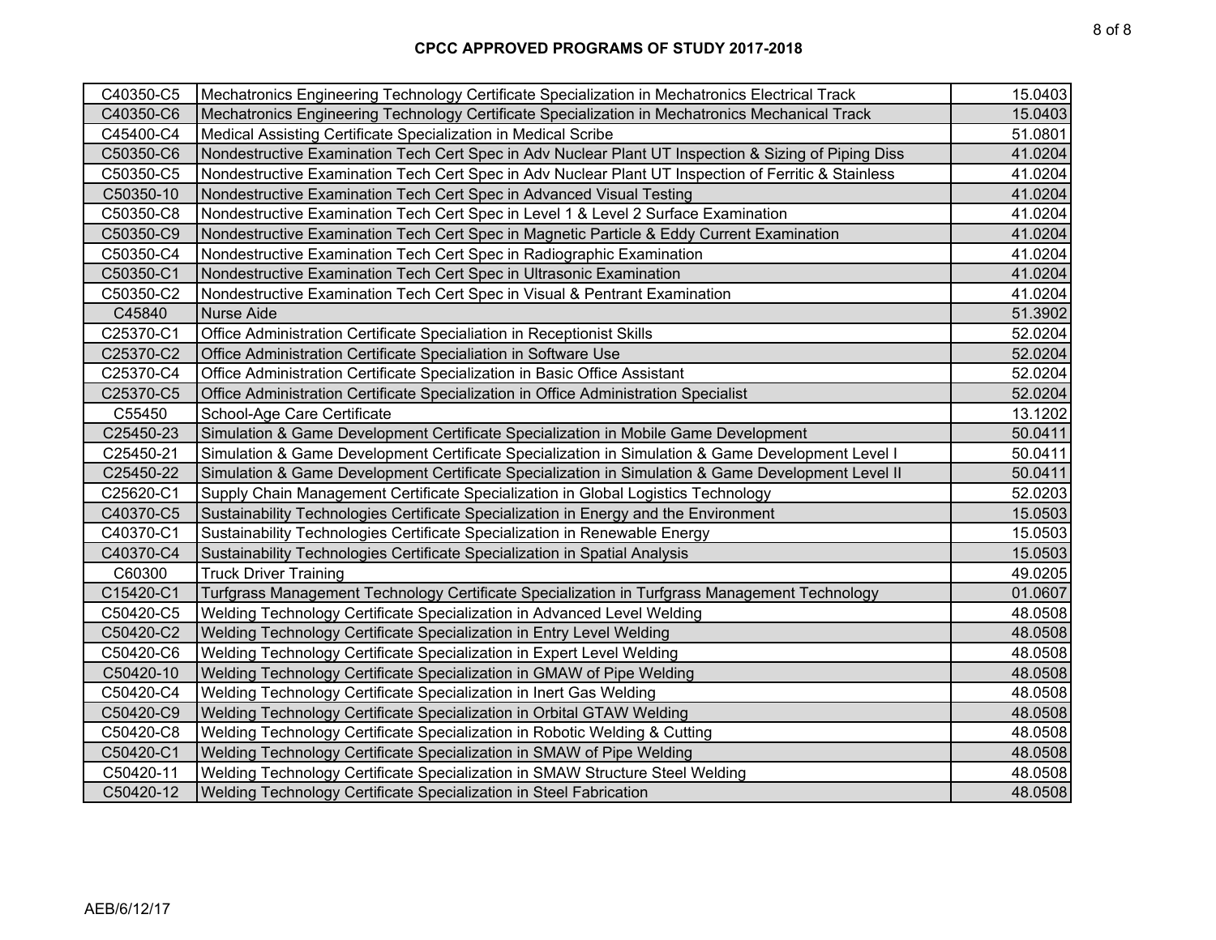| | | |
|---|---|---|
| C40350-C5 | Mechatronics Engineering Technology Certificate Specialization in Mechatronics Electrical Track | 15.0403 |
| C40350-C6 | Mechatronics Engineering Technology Certificate Specialization in Mechatronics Mechanical Track | 15.0403 |
| C45400-C4 | Medical Assisting Certificate Specialization in Medical Scribe | 51.0801 |
| C50350-C6 | Nondestructive Examination Tech Cert Spec in Adv Nuclear Plant UT Inspection & Sizing of Piping Diss | 41.0204 |
| C50350-C5 | Nondestructive Examination Tech Cert Spec in Adv Nuclear Plant UT Inspection of Ferritic & Stainless | 41.0204 |
| C50350-10 | Nondestructive Examination Tech Cert Spec in Advanced Visual Testing | 41.0204 |
| C50350-C8 | Nondestructive Examination Tech Cert Spec in Level 1 & Level 2 Surface Examination | 41.0204 |
| C50350-C9 | Nondestructive Examination Tech Cert Spec in Magnetic Particle & Eddy Current Examination | 41.0204 |
| C50350-C4 | Nondestructive Examination Tech Cert Spec in Radiographic Examination | 41.0204 |
| C50350-C1 | Nondestructive Examination Tech Cert Spec in Ultrasonic Examination | 41.0204 |
| C50350-C2 | Nondestructive Examination Tech Cert Spec in Visual & Pentrant Examination | 41.0204 |
| C45840 | Nurse Aide | 51.3902 |
| C25370-C1 | Office Administration Certificate Specialiation in Receptionist Skills | 52.0204 |
| C25370-C2 | Office Administration Certificate Specialiation in Software Use | 52.0204 |
| C25370-C4 | Office Administration Certificate Specialization in Basic Office Assistant | 52.0204 |
| C25370-C5 | Office Administration Certificate Specialization in Office Administration Specialist | 52.0204 |
| C55450 | School-Age Care Certificate | 13.1202 |
| C25450-23 | Simulation & Game Development Certificate Specialization in Mobile Game Development | 50.0411 |
| C25450-21 | Simulation & Game Development Certificate Specialization in Simulation & Game Development Level I | 50.0411 |
| C25450-22 | Simulation & Game Development Certificate Specialization in Simulation & Game Development Level II | 50.0411 |
| C25620-C1 | Supply Chain Management Certificate Specialization in Global Logistics Technology | 52.0203 |
| C40370-C5 | Sustainability Technologies Certificate Specialization in Energy and the Environment | 15.0503 |
| C40370-C1 | Sustainability Technologies Certificate Specialization in Renewable Energy | 15.0503 |
| C40370-C4 | Sustainability Technologies Certificate Specialization in Spatial Analysis | 15.0503 |
| C60300 | Truck Driver Training | 49.0205 |
| C15420-C1 | Turfgrass Management Technology Certificate Specialization in Turfgrass Management Technology | 01.0607 |
| C50420-C5 | Welding Technology Certificate Specialization in Advanced Level Welding | 48.0508 |
| C50420-C2 | Welding Technology Certificate Specialization in Entry Level Welding | 48.0508 |
| C50420-C6 | Welding Technology Certificate Specialization in Expert Level Welding | 48.0508 |
| C50420-10 | Welding Technology Certificate Specialization in GMAW of Pipe Welding | 48.0508 |
| C50420-C4 | Welding Technology Certificate Specialization in Inert Gas Welding | 48.0508 |
| C50420-C9 | Welding Technology Certificate Specialization in Orbital GTAW Welding | 48.0508 |
| C50420-C8 | Welding Technology Certificate Specialization in Robotic Welding & Cutting | 48.0508 |
| C50420-C1 | Welding Technology Certificate Specialization in SMAW of Pipe Welding | 48.0508 |
| C50420-11 | Welding Technology Certificate Specialization in SMAW Structure Steel Welding | 48.0508 |
| C50420-12 | Welding Technology Certificate Specialization in Steel Fabrication | 48.0508 |